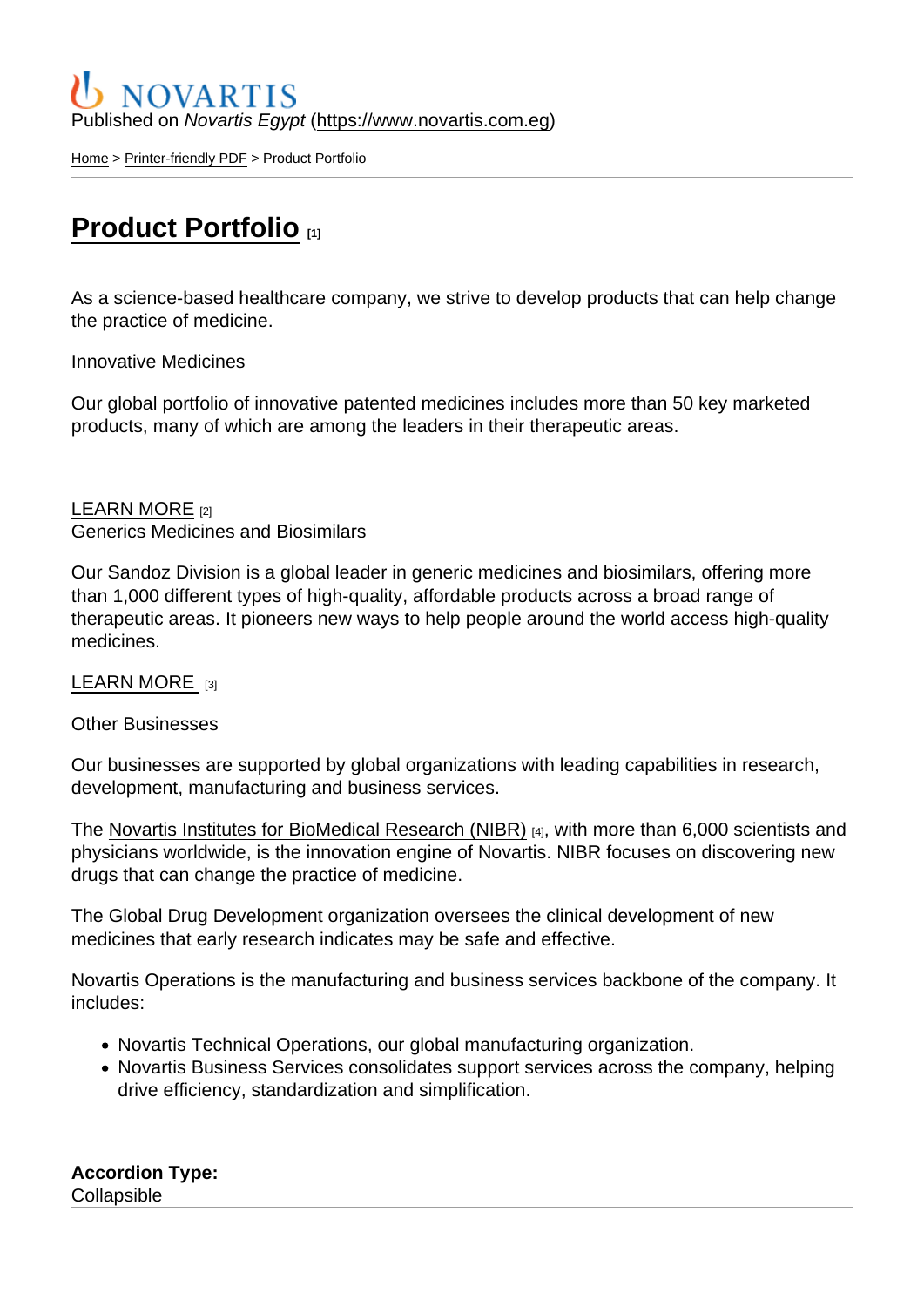NOVARTIS

Published on *Novartis Egypt* (https://www.novartis.com.eg)

Home > Printer-friendly PDF > Product Portfolio

# Product Portfolio [1]

As a science-based healthcare company, we strive to develop products that can help change the practice of medicine.

Innovative Medicines

Our global portfolio of innovative patented medicines includes more than 50 key marketed products, many of which are among the leaders in their therapeutic areas.

LEARN MORE [2]

Generics Medicines and Biosimilars

Our Sandoz Division is a global leader in generic medicines and biosimilars, offering more than 1,000 different types of high-quality, affordable products across a broad range of therapeutic areas. It pioneers new ways to help people around the world access high-quality medicines.

LEARN MORE [3]

Other Businesses

Our businesses are supported by global organizations with leading capabilities in research, development, manufacturing and business services.

The Novartis Institutes for BioMedical Research (NIBR) [4], with more than 6,000 scientists and physicians worldwide, is the innovation engine of Novartis. NIBR focuses on discovering new drugs that can change the practice of medicine.

The Global Drug Development organization oversees the clinical development of new medicines that early research indicates may be safe and effective.

Novartis Operations is the manufacturing and business services backbone of the company. It includes:

- Novartis Technical Operations, our global manufacturing organization.
- Novartis Business Services consolidates support services across the company, helping drive efficiency, standardization and simplification.

**Accordion Type:**
Collapsible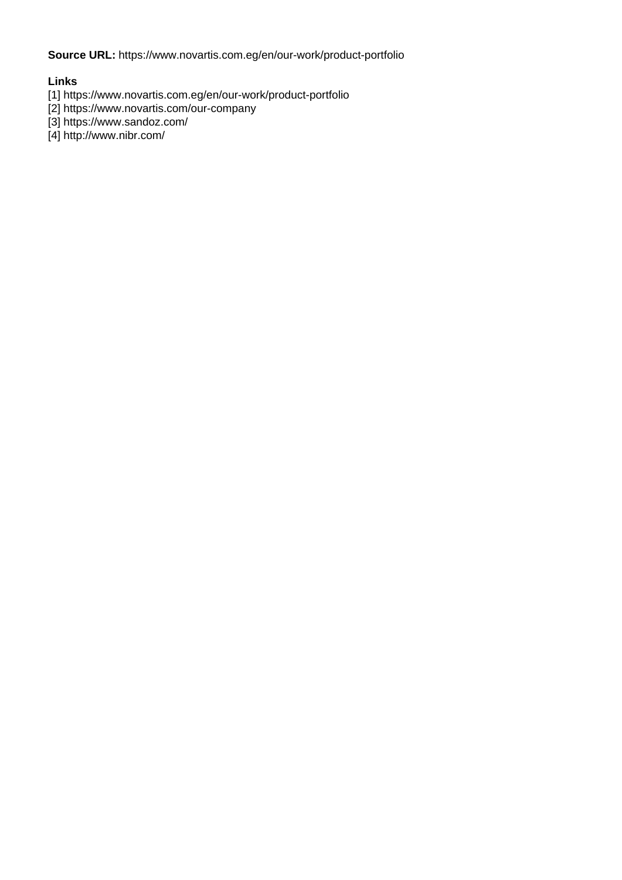**Source URL:** https://www.novartis.com.eg/en/our-work/product-portfolio

**Links**
[1] https://www.novartis.com.eg/en/our-work/product-portfolio
[2] https://www.novartis.com/our-company
[3] https://www.sandoz.com/
[4] http://www.nibr.com/